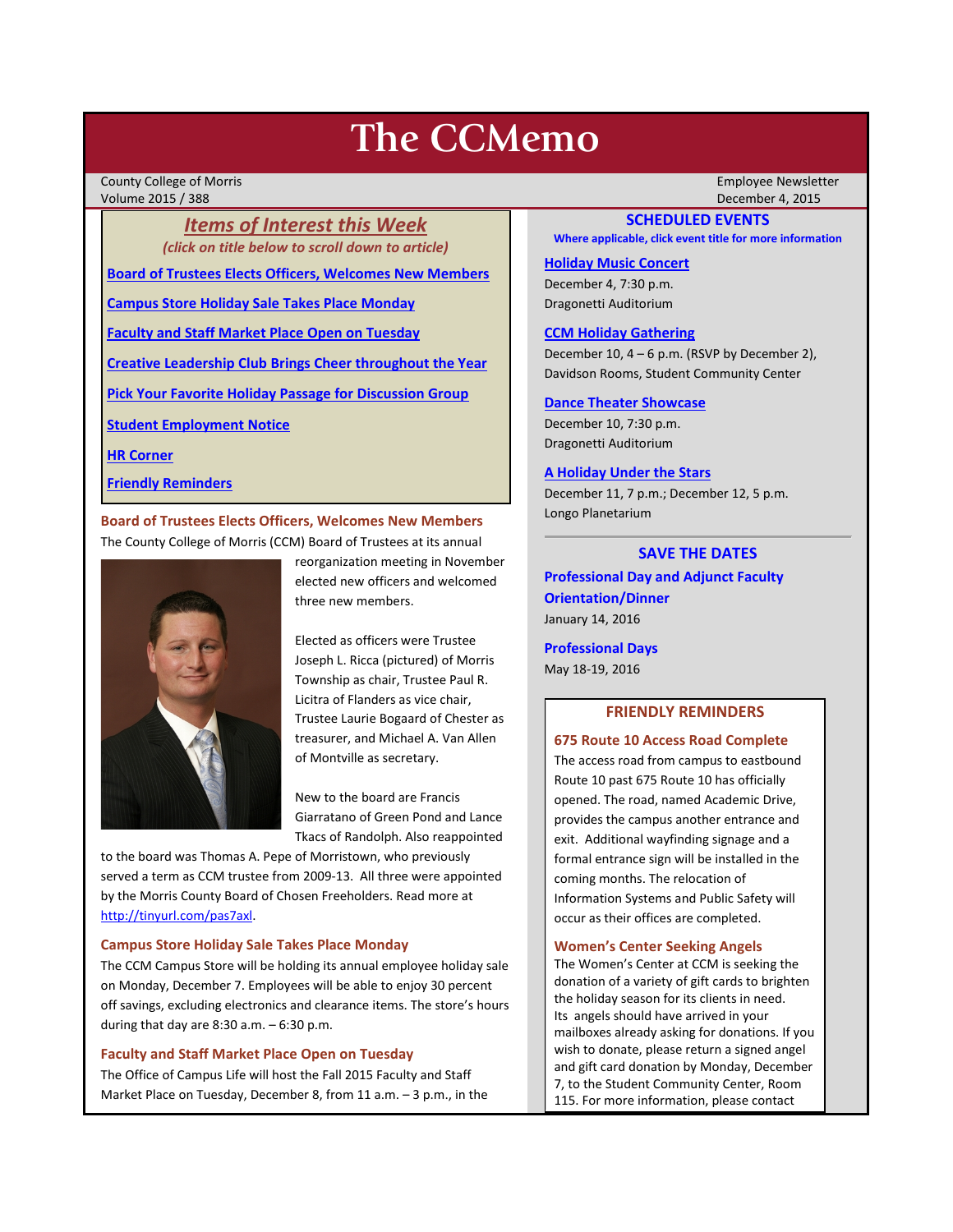# The CCMemo

County College of Morris
Volume 2015 / 388

Employee Newsletter
December 4, 2015

## *Items of Interest this Week*

*(click on title below to scroll down to article)*

- Board of Trustees Elects Officers, Welcomes New Members
- Campus Store Holiday Sale Takes Place Monday
- Faculty and Staff Market Place Open on Tuesday
- Creative Leadership Club Brings Cheer throughout the Year
- Pick Your Favorite Holiday Passage for Discussion Group
- Student Employment Notice
- HR Corner
- Friendly Reminders

### Board of Trustees Elects Officers, Welcomes New Members

The County College of Morris (CCM) Board of Trustees at its annual reorganization meeting in November elected new officers and welcomed three new members.

Elected as officers were Trustee Joseph L. Ricca (pictured) of Morris Township as chair, Trustee Paul R. Licitra of Flanders as vice chair, Trustee Laurie Bogaard of Chester as treasurer, and Michael A. Van Allen of Montville as secretary.

New to the board are Francis Giarratano of Green Pond and Lance Tkacs of Randolph. Also reappointed to the board was Thomas A. Pepe of Morristown, who previously served a term as CCM trustee from 2009-13. All three were appointed by the Morris County Board of Chosen Freeholders. Read more at http://tinyurl.com/pas7axl.

### Campus Store Holiday Sale Takes Place Monday

The CCM Campus Store will be holding its annual employee holiday sale on Monday, December 7. Employees will be able to enjoy 30 percent off savings, excluding electronics and clearance items. The store's hours during that day are 8:30 a.m. – 6:30 p.m.

### Faculty and Staff Market Place Open on Tuesday

The Office of Campus Life will host the Fall 2015 Faculty and Staff Market Place on Tuesday, December 8, from 11 a.m. – 3 p.m., in the

## SCHEDULED EVENTS

**Where applicable, click event title for more information**

**Holiday Music Concert**
December 4, 7:30 p.m.
Dragonetti Auditorium

**CCM Holiday Gathering**
December 10, 4 – 6 p.m. (RSVP by December 2), Davidson Rooms, Student Community Center

**Dance Theater Showcase**
December 10, 7:30 p.m.
Dragonetti Auditorium

**A Holiday Under the Stars**
December 11, 7 p.m.; December 12, 5 p.m.
Longo Planetarium

## SAVE THE DATES

**Professional Day and Adjunct Faculty Orientation/Dinner**
January 14, 2016

**Professional Days**
May 18-19, 2016

## FRIENDLY REMINDERS

### 675 Route 10 Access Road Complete

The access road from campus to eastbound Route 10 past 675 Route 10 has officially opened. The road, named Academic Drive, provides the campus another entrance and exit. Additional wayfinding signage and a formal entrance sign will be installed in the coming months. The relocation of Information Systems and Public Safety will occur as their offices are completed.

### Women's Center Seeking Angels

The Women's Center at CCM is seeking the donation of a variety of gift cards to brighten the holiday season for its clients in need. Its angels should have arrived in your mailboxes already asking for donations. If you wish to donate, please return a signed angel and gift card donation by Monday, December 7, to the Student Community Center, Room 115. For more information, please contact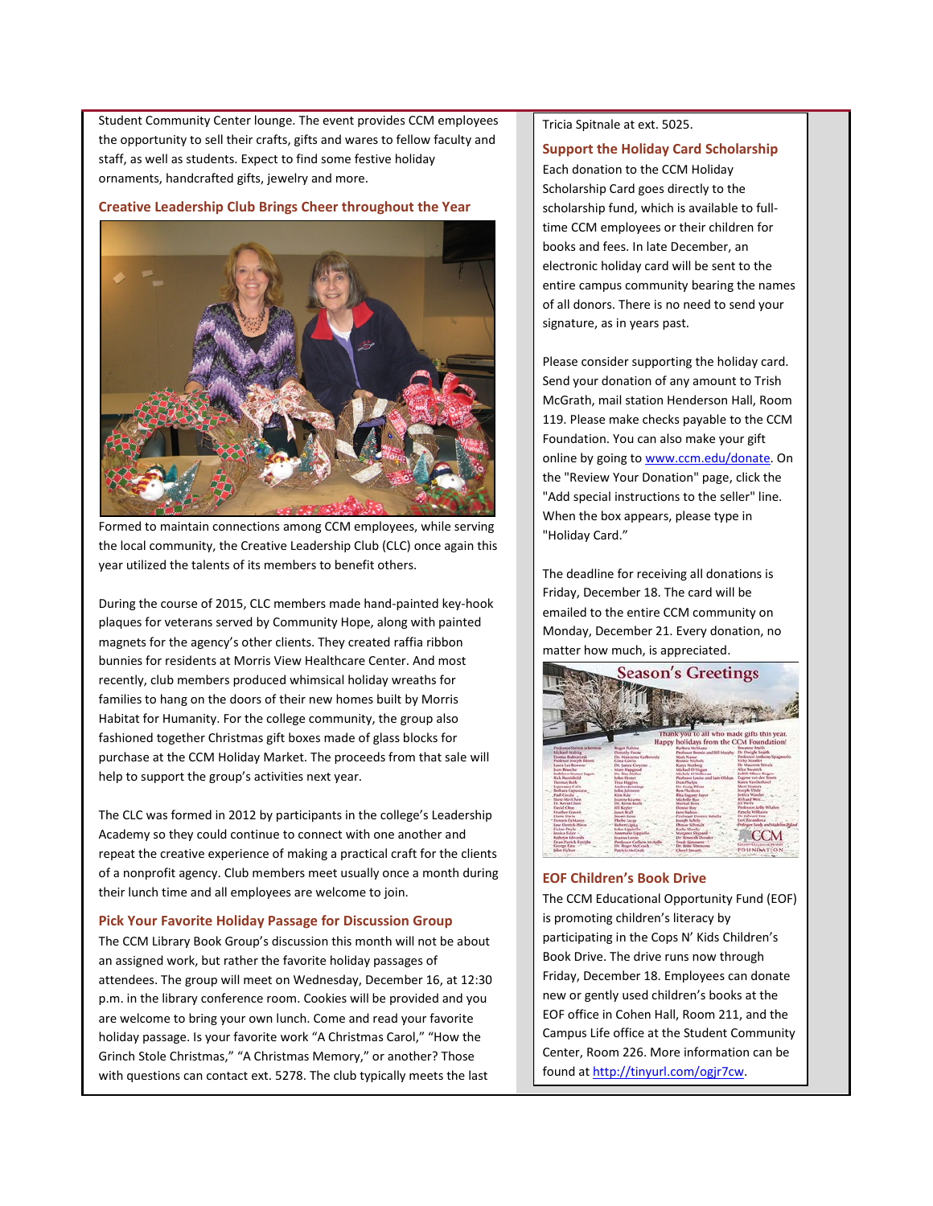Student Community Center lounge. The event provides CCM employees the opportunity to sell their crafts, gifts and wares to fellow faculty and staff, as well as students. Expect to find some festive holiday ornaments, handcrafted gifts, jewelry and more.

### Creative Leadership Club Brings Cheer throughout the Year

Formed to maintain connections among CCM employees, while serving the local community, the Creative Leadership Club (CLC) once again this year utilized the talents of its members to benefit others.

During the course of 2015, CLC members made hand-painted key-hook plaques for veterans served by Community Hope, along with painted magnets for the agency's other clients. They created raffia ribbon bunnies for residents at Morris View Healthcare Center. And most recently, club members produced whimsical holiday wreaths for families to hang on the doors of their new homes built by Morris Habitat for Humanity. For the college community, the group also fashioned together Christmas gift boxes made of glass blocks for purchase at the CCM Holiday Market. The proceeds from that sale will help to support the group's activities next year.

The CLC was formed in 2012 by participants in the college's Leadership Academy so they could continue to connect with one another and repeat the creative experience of making a practical craft for the clients of a nonprofit agency. Club members meet usually once a month during their lunch time and all employees are welcome to join.

### Pick Your Favorite Holiday Passage for Discussion Group

The CCM Library Book Group's discussion this month will not be about an assigned work, but rather the favorite holiday passages of attendees. The group will meet on Wednesday, December 16, at 12:30 p.m. in the library conference room. Cookies will be provided and you are welcome to bring your own lunch. Come and read your favorite holiday passage. Is your favorite work "A Christmas Carol," "How the Grinch Stole Christmas," "A Christmas Memory," or another? Those with questions can contact ext. 5278. The club typically meets the last

Tricia Spitnale at ext. 5025.

### Support the Holiday Card Scholarship

Each donation to the CCM Holiday Scholarship Card goes directly to the scholarship fund, which is available to full-time CCM employees or their children for books and fees. In late December, an electronic holiday card will be sent to the entire campus community bearing the names of all donors. There is no need to send your signature, as in years past.

Please consider supporting the holiday card. Send your donation of any amount to Trish McGrath, mail station Henderson Hall, Room 119. Please make checks payable to the CCM Foundation. You can also make your gift online by going to [www.ccm.edu/donate](www.ccm.edu/donate). On the "Review Your Donation" page, click the "Add special instructions to the seller" line. When the box appears, please type in "Holiday Card."

The deadline for receiving all donations is Friday, December 18. The card will be emailed to the entire CCM community on Monday, December 21. Every donation, no matter how much, is appreciated.

### EOF Children's Book Drive

The CCM Educational Opportunity Fund (EOF) is promoting children's literacy by participating in the Cops N' Kids Children's Book Drive. The drive runs now through Friday, December 18. Employees can donate new or gently used children's books at the EOF office in Cohen Hall, Room 211, and the Campus Life office at the Student Community Center, Room 226. More information can be found at [http://tinyurl.com/ogjr7cw](http://tinyurl.com/ogjr7cw).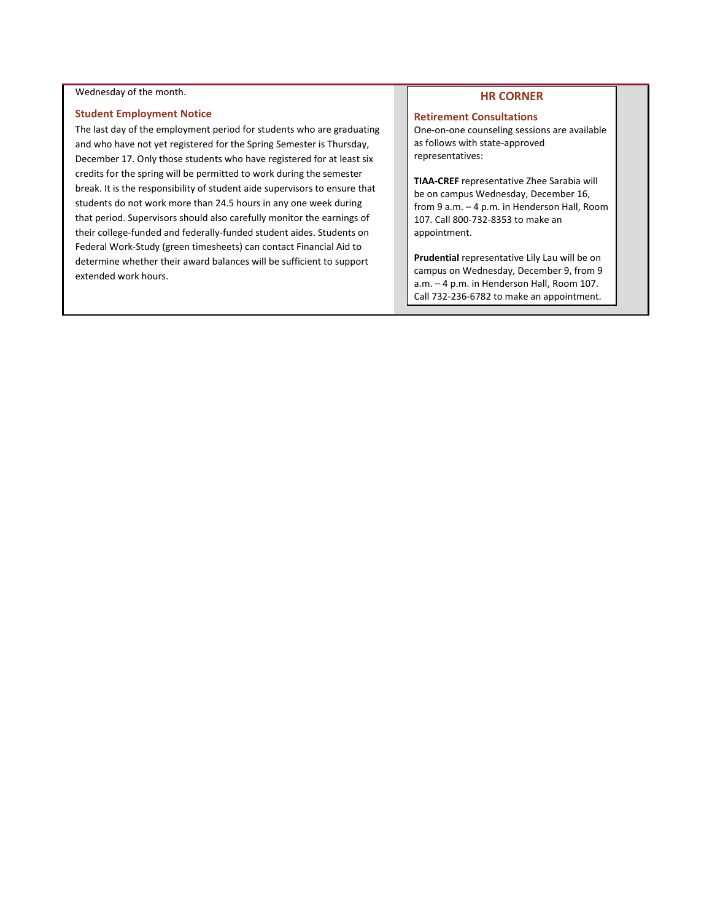Wednesday of the month.

### Student Employment Notice

The last day of the employment period for students who are graduating and who have not yet registered for the Spring Semester is Thursday, December 17. Only those students who have registered for at least six credits for the spring will be permitted to work during the semester break. It is the responsibility of student aide supervisors to ensure that students do not work more than 24.5 hours in any one week during that period. Supervisors should also carefully monitor the earnings of their college-funded and federally-funded student aides. Students on Federal Work-Study (green timesheets) can contact Financial Aid to determine whether their award balances will be sufficient to support extended work hours.

## HR CORNER

### Retirement Consultations

One-on-one counseling sessions are available as follows with state-approved representatives:

**TIAA-CREF** representative Zhee Sarabia will be on campus Wednesday, December 16, from 9 a.m. – 4 p.m. in Henderson Hall, Room 107. Call 800-732-8353 to make an appointment.

**Prudential** representative Lily Lau will be on campus on Wednesday, December 9, from 9 a.m. – 4 p.m. in Henderson Hall, Room 107. Call 732-236-6782 to make an appointment.